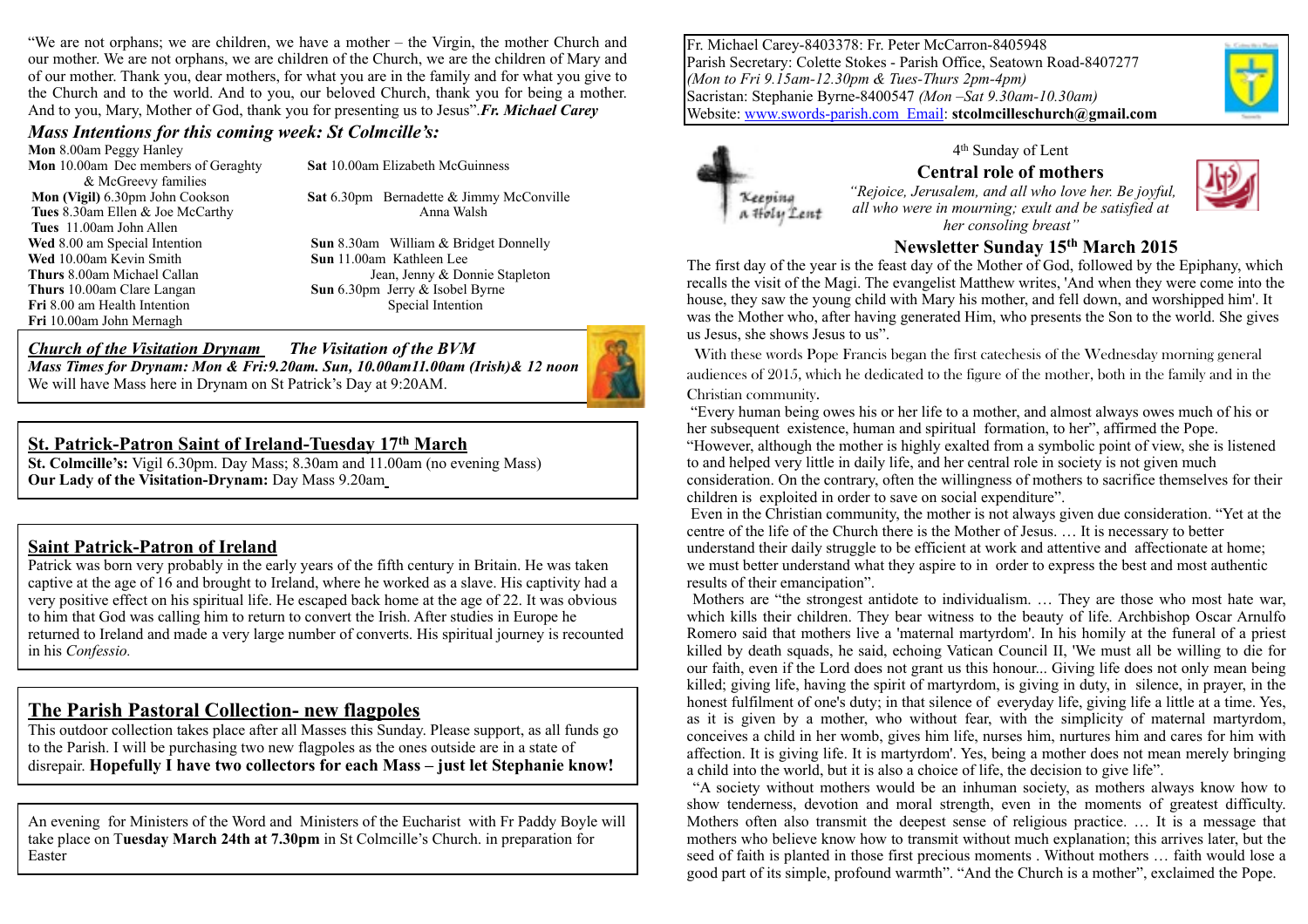"We are not orphans; we are children, we have a mother – the Virgin, the mother Church and our mother. We are not orphans, we are children of the Church, we are the children of Mary and of our mother. Thank you, dear mothers, for what you are in the family and for what you give to the Church and to the world. And to you, our beloved Church, thank you for being a mother. And to you, Mary, Mother of God, thank you for presenting us to Jesus".*Fr. Michael Carey*

## *Mass Intentions for this coming week: St Colmcille's:*

**Mon** 8.00am Peggy Hanley
**Mon** 10.00am Dec members of Geraghty & McGreevy families
**Mon (Vigil)** 6.30pm John Cookson
**Tues** 8.30am Ellen & Joe McCarthy
**Tues** 11.00am John Allen
**Wed** 8.00 am Special Intention
**Wed** 10.00am Kevin Smith
**Thurs** 8.00am Michael Callan
**Thurs** 10.00am Clare Langan
**Fri** 8.00 am Health Intention
**Fri** 10.00am John Mernagh
**Sat** 10.00am Elizabeth McGuinness
**Sat** 6.30pm Bernadette & Jimmy McConville
Anna Walsh
**Sun** 8.30am William & Bridget Donnelly
**Sun** 11.00am Kathleen Lee
Jean, Jenny & Donnie Stapleton
**Sun** 6.30pm Jerry & Isobel Byrne
Special Intention

***Church of the Visitation Drynam*** ***The Visitation of the BVM***
***Mass Times for Drynam: Mon & Fri:9.20am. Sun, 10.00am11.00am (Irish)& 12 noon***
We will have Mass here in Drynam on St Patrick's Day at 9:20AM.

## St. Patrick-Patron Saint of Ireland-Tuesday 17th March

**St. Colmcille's:** Vigil 6.30pm. Day Mass; 8.30am and 11.00am (no evening Mass)
**Our Lady of the Visitation-Drynam:** Day Mass 9.20am

## Saint Patrick-Patron of Ireland

Patrick was born very probably in the early years of the fifth century in Britain. He was taken captive at the age of 16 and brought to Ireland, where he worked as a slave. His captivity had a very positive effect on his spiritual life. He escaped back home at the age of 22. It was obvious to him that God was calling him to return to convert the Irish. After studies in Europe he returned to Ireland and made a very large number of converts. His spiritual journey is recounted in his *Confessio.*

## The Parish Pastoral Collection- new flagpoles

This outdoor collection takes place after all Masses this Sunday. Please support, as all funds go to the Parish. I will be purchasing two new flagpoles as the ones outside are in a state of disrepair. **Hopefully I have two collectors for each Mass – just let Stephanie know!**

An evening for Ministers of the Word and Ministers of the Eucharist with Fr Paddy Boyle will take place on T**uesday March 24th at 7.30pm** in St Colmcille's Church. in preparation for Easter

Fr. Michael Carey-8403378: Fr. Peter McCarron-8405948
Parish Secretary: Colette Stokes - Parish Office, Seatown Road-8407277
*(Mon to Fri 9.15am-12.30pm & Tues-Thurs 2pm-4pm)*
Sacristan: Stephanie Byrne-8400547 *(Mon –Sat 9.30am-10.30am)*
Website: www.swords-parish.com Email: **stcolmcilleschurch@gmail.com**

Keeping a Holy Lent

4th Sunday of Lent

## Central role of mothers

*"Rejoice, Jerusalem, and all who love her. Be joyful, all who were in mourning; exult and be satisfied at her consoling breast"*

# Newsletter Sunday 15th March 2015

The first day of the year is the feast day of the Mother of God, followed by the Epiphany, which recalls the visit of the Magi. The evangelist Matthew writes, 'And when they were come into the house, they saw the young child with Mary his mother, and fell down, and worshipped him'. It was the Mother who, after having generated Him, who presents the Son to the world. She gives us Jesus, she shows Jesus to us".

With these words Pope Francis began the first catechesis of the Wednesday morning general audiences of 2015, which he dedicated to the figure of the mother, both in the family and in the Christian community.

"Every human being owes his or her life to a mother, and almost always owes much of his or her subsequent existence, human and spiritual formation, to her", affirmed the Pope. "However, although the mother is highly exalted from a symbolic point of view, she is listened to and helped very little in daily life, and her central role in society is not given much consideration. On the contrary, often the willingness of mothers to sacrifice themselves for their children is exploited in order to save on social expenditure".

Even in the Christian community, the mother is not always given due consideration. "Yet at the centre of the life of the Church there is the Mother of Jesus. … It is necessary to better understand their daily struggle to be efficient at work and attentive and affectionate at home; we must better understand what they aspire to in order to express the best and most authentic results of their emancipation".

Mothers are "the strongest antidote to individualism. … They are those who most hate war, which kills their children. They bear witness to the beauty of life. Archbishop Oscar Arnulfo Romero said that mothers live a 'maternal martyrdom'. In his homily at the funeral of a priest killed by death squads, he said, echoing Vatican Council II, 'We must all be willing to die for our faith, even if the Lord does not grant us this honour... Giving life does not only mean being killed; giving life, having the spirit of martyrdom, is giving in duty, in silence, in prayer, in the honest fulfilment of one's duty; in that silence of everyday life, giving life a little at a time. Yes, as it is given by a mother, who without fear, with the simplicity of maternal martyrdom, conceives a child in her womb, gives him life, nurses him, nurtures him and cares for him with affection. It is giving life. It is martyrdom'. Yes, being a mother does not mean merely bringing a child into the world, but it is also a choice of life, the decision to give life".

"A society without mothers would be an inhuman society, as mothers always know how to show tenderness, devotion and moral strength, even in the moments of greatest difficulty. Mothers often also transmit the deepest sense of religious practice. … It is a message that mothers who believe know how to transmit without much explanation; this arrives later, but the seed of faith is planted in those first precious moments . Without mothers … faith would lose a good part of its simple, profound warmth". "And the Church is a mother", exclaimed the Pope.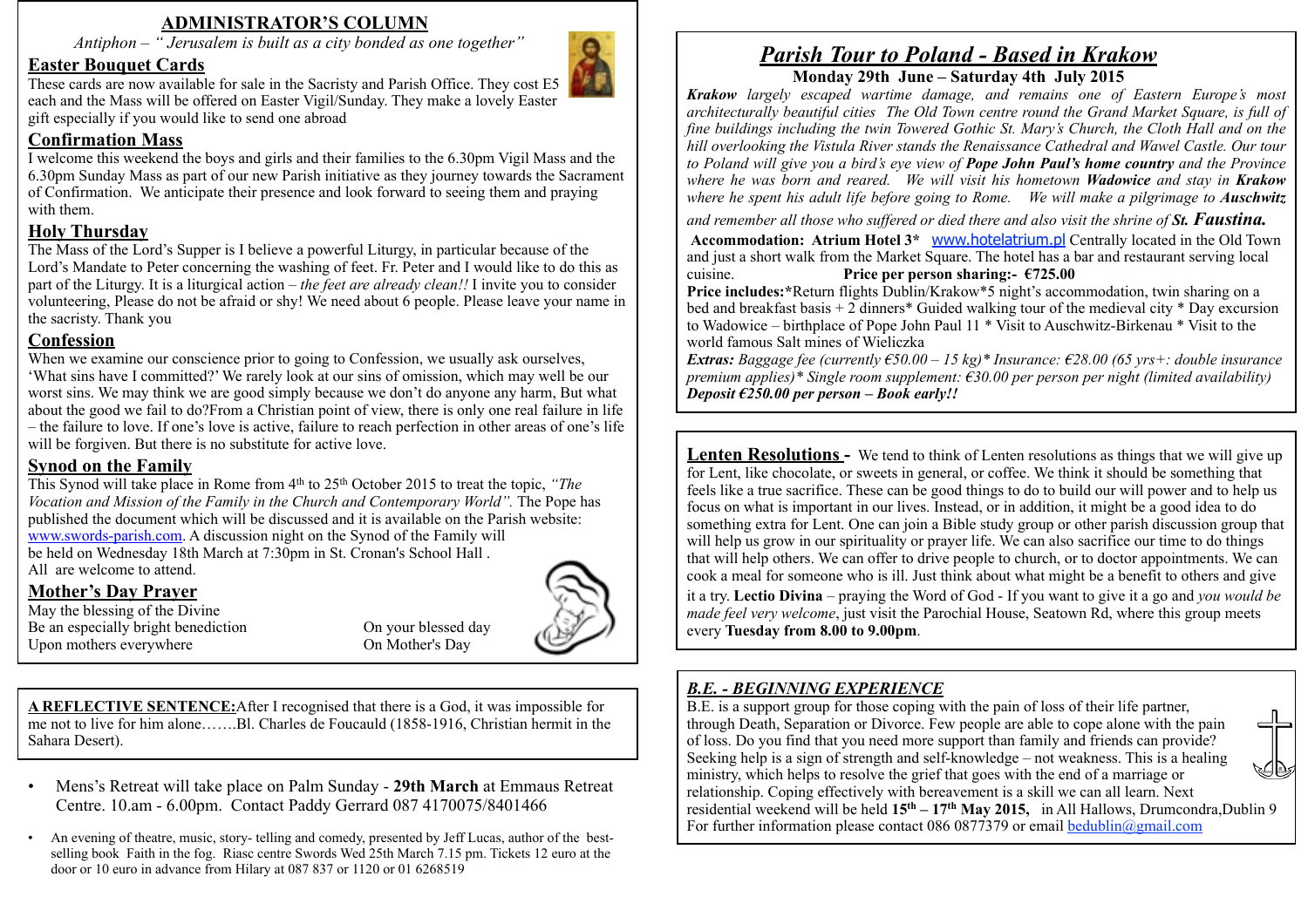## ADMINISTRATOR'S COLUMN

*Antiphon – " Jerusalem is built as a city bonded as one together"*

### Easter Bouquet Cards

These cards are now available for sale in the Sacristy and Parish Office. They cost E5 each and the Mass will be offered on Easter Vigil/Sunday. They make a lovely Easter gift especially if you would like to send one abroad

### Confirmation Mass

I welcome this weekend the boys and girls and their families to the 6.30pm Vigil Mass and the 6.30pm Sunday Mass as part of our new Parish initiative as they journey towards the Sacrament of Confirmation. We anticipate their presence and look forward to seeing them and praying with them.

### Holy Thursday

The Mass of the Lord's Supper is I believe a powerful Liturgy, in particular because of the Lord's Mandate to Peter concerning the washing of feet. Fr. Peter and I would like to do this as part of the Liturgy. It is a liturgical action – *the feet are already clean!!* I invite you to consider volunteering, Please do not be afraid or shy! We need about 6 people. Please leave your name in the sacristy. Thank you

### Confession

When we examine our conscience prior to going to Confession, we usually ask ourselves, 'What sins have I committed?' We rarely look at our sins of omission, which may well be our worst sins. We may think we are good simply because we don't do anyone any harm, But what about the good we fail to do?From a Christian point of view, there is only one real failure in life – the failure to love. If one's love is active, failure to reach perfection in other areas of one's life will be forgiven. But there is no substitute for active love.

### Synod on the Family

This Synod will take place in Rome from 4th to 25th October 2015 to treat the topic, *"The Vocation and Mission of the Family in the Church and Contemporary World".* The Pope has published the document which will be discussed and it is available on the Parish website: www.swords-parish.com. A discussion night on the Synod of the Family will be held on Wednesday 18th March at 7:30pm in St. Cronan's School Hall . All are welcome to attend.

### Mother's Day Prayer

May the blessing of the Divine
Be an especially bright benediction
Upon mothers everywhere
On your blessed day
On Mother's Day

**A REFLECTIVE SENTENCE:**After I recognised that there is a God, it was impossible for me not to live for him alone…….Bl. Charles de Foucauld (1858-1916, Christian hermit in the Sahara Desert).

- Mens's Retreat will take place on Palm Sunday - **29th March** at Emmaus Retreat Centre. 10.am - 6.00pm. Contact Paddy Gerrard 087 4170075/8401466
- An evening of theatre, music, story- telling and comedy, presented by Jeff Lucas, author of the best-selling book Faith in the fog. Riasc centre Swords Wed 25th March 7.15 pm. Tickets 12 euro at the door or 10 euro in advance from Hilary at 087 837 or 1120 or 01 6268519

## *Parish Tour to Poland - Based in Krakow*

**Monday 29th June – Saturday 4th July 2015**

***Krakow*** *largely escaped wartime damage, and remains one of Eastern Europe's most architecturally beautiful cities The Old Town centre round the Grand Market Square, is full of fine buildings including the twin Towered Gothic St. Mary's Church, the Cloth Hall and on the hill overlooking the Vistula River stands the Renaissance Cathedral and Wawel Castle. Our tour to Poland will give you a bird's eye view of* ***Pope John Paul's home country*** *and the Province where he was born and reared. We will visit his hometown* ***Wadowice*** *and stay in* ***Krakow*** *where he spent his adult life before going to Rome. We will make a pilgrimage to* ***Auschwitz*** *and remember all those who suffered or died there and also visit the shrine of* ***St. Faustina.***

**Accommodation: Atrium Hotel 3\*** www.hotelatrium.pl Centrally located in the Old Town and just a short walk from the Market Square. The hotel has a bar and restaurant serving local cuisine. **Price per person sharing:- €725.00**

**Price includes:**\*Return flights Dublin/Krakow\*5 night's accommodation, twin sharing on a bed and breakfast basis + 2 dinners\* Guided walking tour of the medieval city \* Day excursion to Wadowice – birthplace of Pope John Paul 11 \* Visit to Auschwitz-Birkenau \* Visit to the world famous Salt mines of Wieliczka

***Extras:*** *Baggage fee (currently €50.00 – 15 kg)\* Insurance: €28.00 (65 yrs+: double insurance premium applies)\* Single room supplement: €30.00 per person per night (limited availability)*

***Deposit €250.00 per person – Book early!!***

**Lenten Resolutions -** We tend to think of Lenten resolutions as things that we will give up for Lent, like chocolate, or sweets in general, or coffee. We think it should be something that feels like a true sacrifice. These can be good things to do to build our will power and to help us focus on what is important in our lives. Instead, or in addition, it might be a good idea to do something extra for Lent. One can join a Bible study group or other parish discussion group that will help us grow in our spirituality or prayer life. We can also sacrifice our time to do things that will help others. We can offer to drive people to church, or to doctor appointments. We can cook a meal for someone who is ill. Just think about what might be a benefit to others and give it a try. **Lectio Divina** – praying the Word of God - If you want to give it a go and *you would be made feel very welcome*, just visit the Parochial House, Seatown Rd, where this group meets every **Tuesday from 8.00 to 9.00pm**.

### *B.E. - BEGINNING EXPERIENCE*

B.E. is a support group for those coping with the pain of loss of their life partner, through Death, Separation or Divorce. Few people are able to cope alone with the pain of loss. Do you find that you need more support than family and friends can provide? Seeking help is a sign of strength and self-knowledge – not weakness. This is a healing ministry, which helps to resolve the grief that goes with the end of a marriage or relationship. Coping effectively with bereavement is a skill we can all learn. Next residential weekend will be held **15th – 17th May 2015,** in All Hallows, Drumcondra,Dublin 9 For further information please contact 086 0877379 or email bedublin@gmail.com